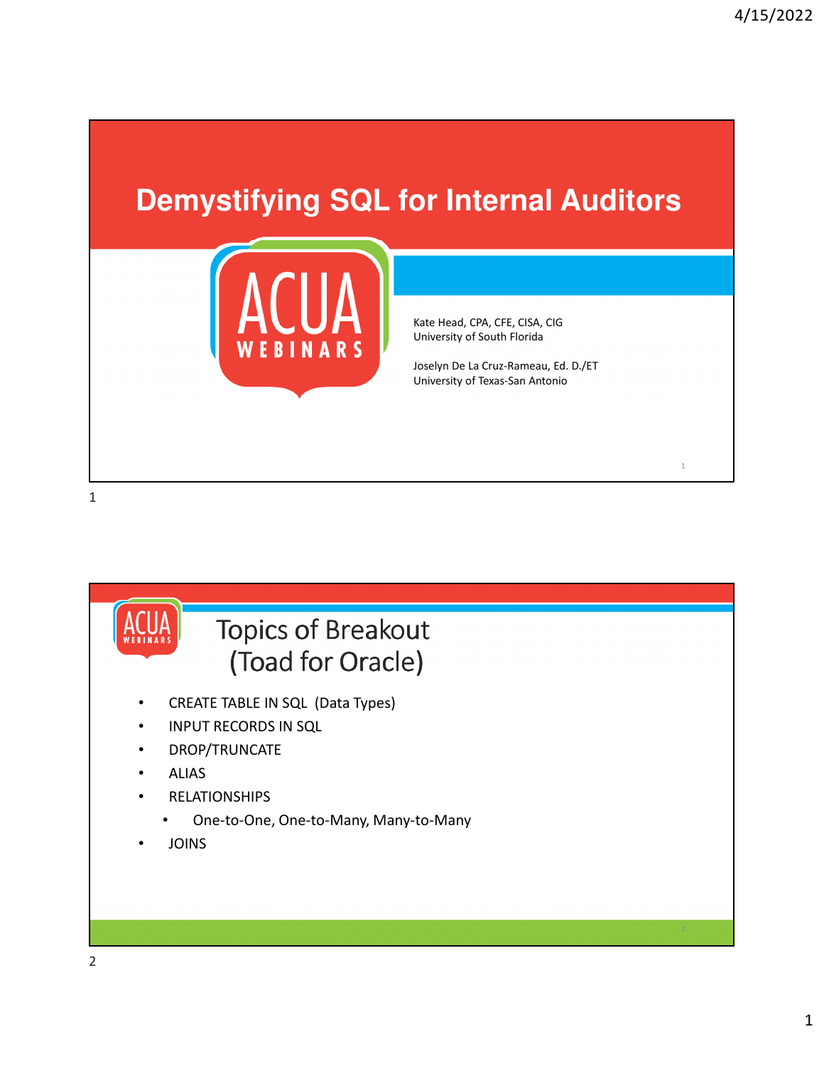# Demystifying SQL for Internal Auditors

ACUA WEBINARS

Kate Head, CPA, CFE, CISA, CIG
University of South Florida

Joselyn De La Cruz-Rameau, Ed. D./ET
University of Texas-San Antonio

## Topics of Breakout (Toad for Oracle)

- CREATE TABLE IN SQL (Data Types)
- INPUT RECORDS IN SQL
- DROP/TRUNCATE
- ALIAS
- RELATIONSHIPS
  - One-to-One, One-to-Many, Many-to-Many
- JOINS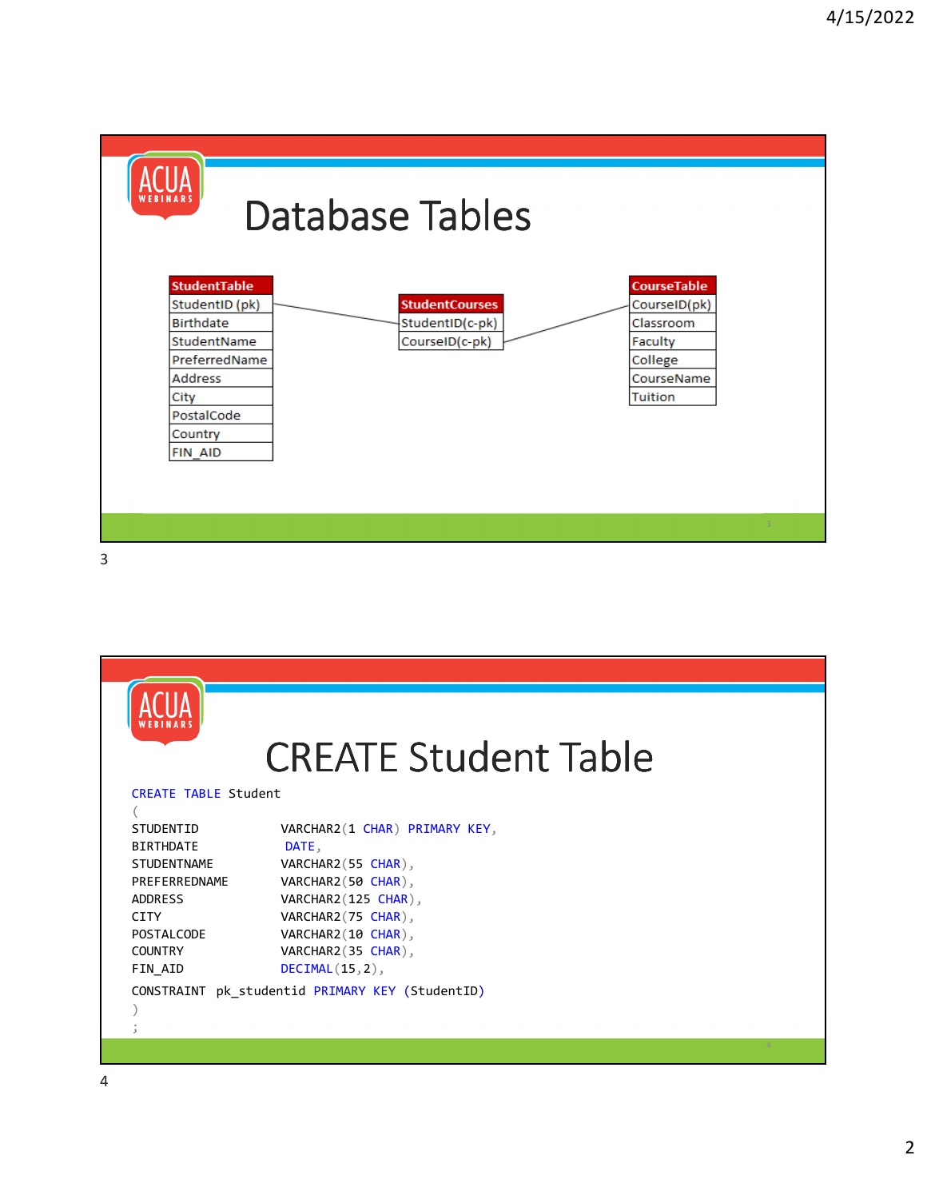# Database Tables

| StudentTable |
|---|
| StudentID (pk) |
| Birthdate |
| StudentName |
| PreferredName |
| Address |
| City |
| PostalCode |
| Country |
| FIN_AID |

| StudentCourses |
|---|
| StudentID(c-pk) |
| CourseID(c-pk) |

| CourseTable |
|---|
| CourseID(pk) |
| Classroom |
| Faculty |
| College |
| CourseName |
| Tuition |

# CREATE Student Table

```
CREATE TABLE Student
(
STUDENTID          VARCHAR2(1 CHAR) PRIMARY KEY,
BIRTHDATE           DATE,
STUDENTNAME        VARCHAR2(55 CHAR),
PREFERREDNAME      VARCHAR2(50 CHAR),
ADDRESS            VARCHAR2(125 CHAR),
CITY               VARCHAR2(75 CHAR),
POSTALCODE         VARCHAR2(10 CHAR),
COUNTRY            VARCHAR2(35 CHAR),
FIN_AID            DECIMAL(15,2),
CONSTRAINT  pk_studentid PRIMARY KEY (StudentID)
)
;
```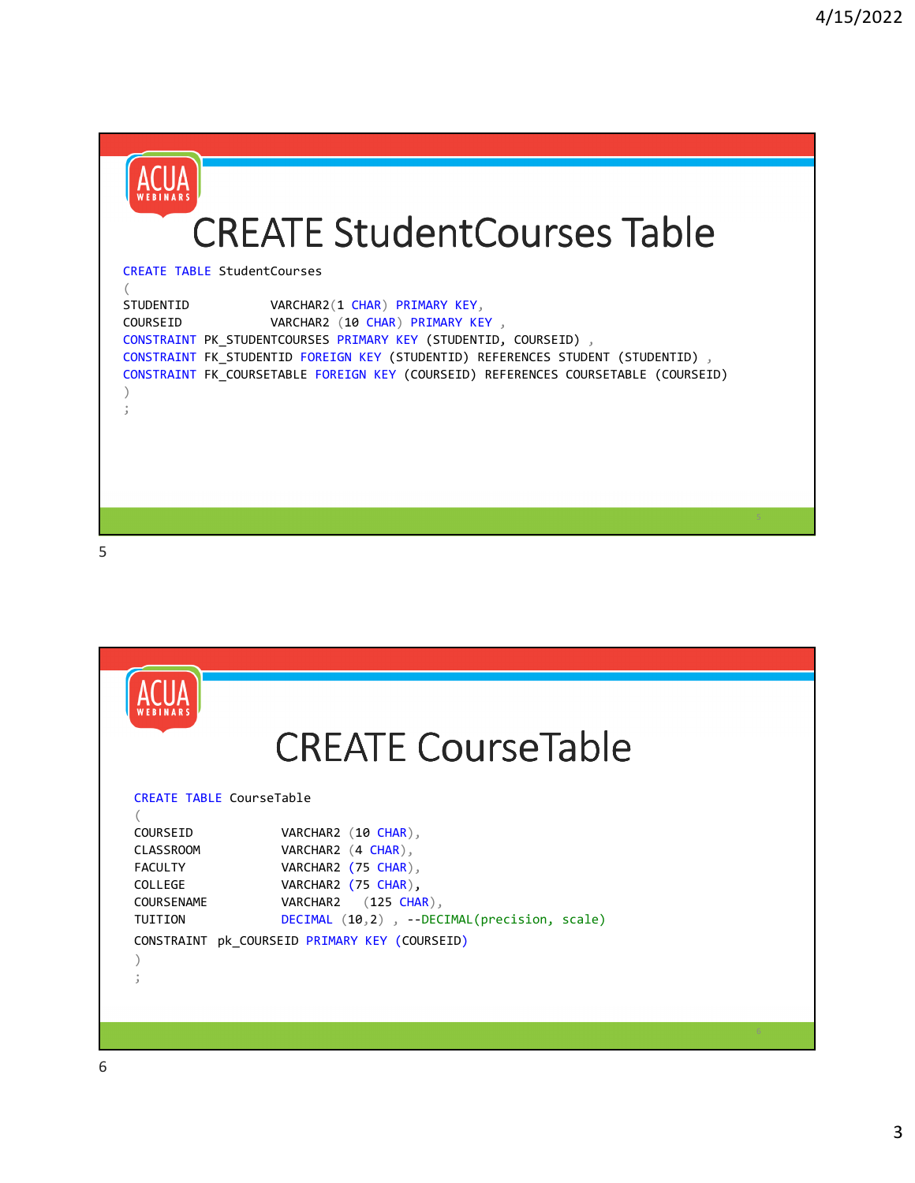# CREATE StudentCourses Table

```
CREATE TABLE StudentCourses
(
STUDENTID           VARCHAR2(1 CHAR) PRIMARY KEY,
COURSEID            VARCHAR2 (10 CHAR) PRIMARY KEY ,
CONSTRAINT PK_STUDENTCOURSES PRIMARY KEY (STUDENTID, COURSEID) ,
CONSTRAINT FK_STUDENTID FOREIGN KEY (STUDENTID) REFERENCES STUDENT (STUDENTID) ,
CONSTRAINT FK_COURSETABLE FOREIGN KEY (COURSEID) REFERENCES COURSETABLE (COURSEID)
)
;
```

# CREATE CourseTable

```
CREATE TABLE CourseTable
(
COURSEID            VARCHAR2 (10 CHAR),
CLASSROOM           VARCHAR2 (4 CHAR),
FACULTY             VARCHAR2 (75 CHAR),
COLLEGE             VARCHAR2 (75 CHAR),
COURSENAME          VARCHAR2   (125 CHAR),
TUITION             DECIMAL (10,2) , --DECIMAL(precision, scale)
CONSTRAINT  pk_COURSEID PRIMARY KEY (COURSEID)
)
;
```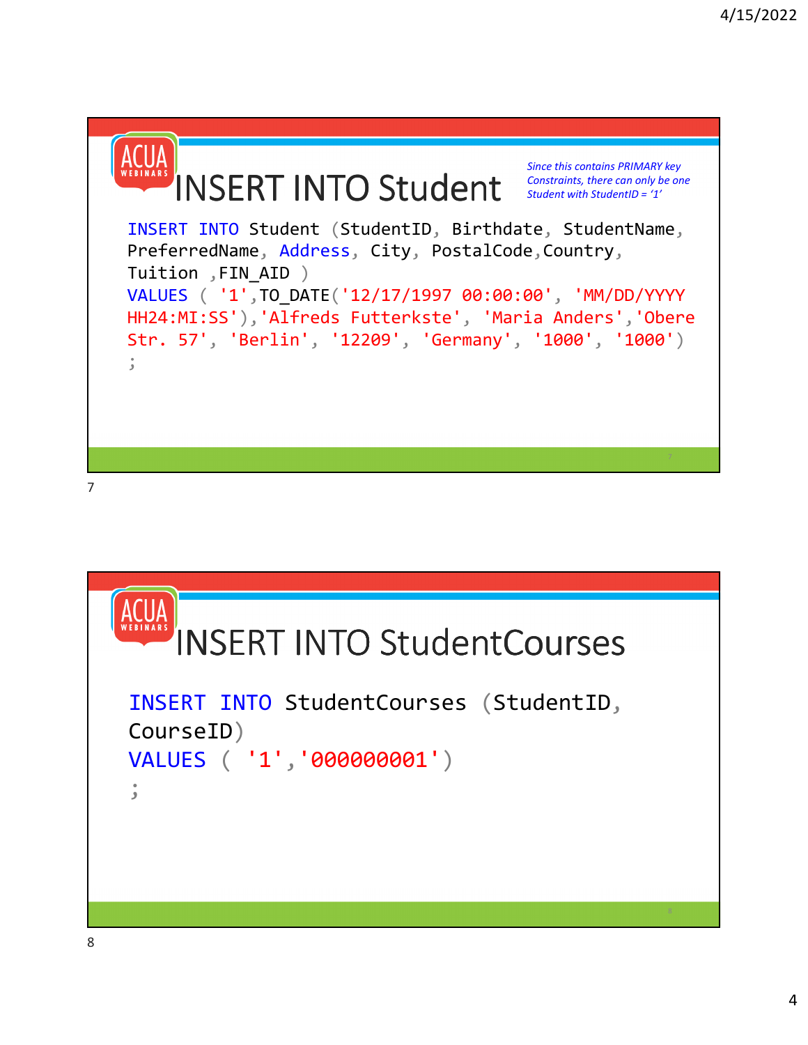## INSERT INTO Student

*Since this contains PRIMARY key Constraints, there can only be one Student with StudentID = '1'*

```
INSERT INTO Student (StudentID, Birthdate, StudentName,
PreferredName, Address, City, PostalCode,Country,
Tuition ,FIN_AID )
VALUES ( '1',TO_DATE('12/17/1997 00:00:00', 'MM/DD/YYYY
HH24:MI:SS'),'Alfreds Futterkste', 'Maria Anders','Obere
Str. 57', 'Berlin', '12209', 'Germany', '1000', '1000')
;
```

## INSERT INTO StudentCourses

```
INSERT INTO StudentCourses (StudentID,
CourseID)
VALUES ( '1','000000001')
;
```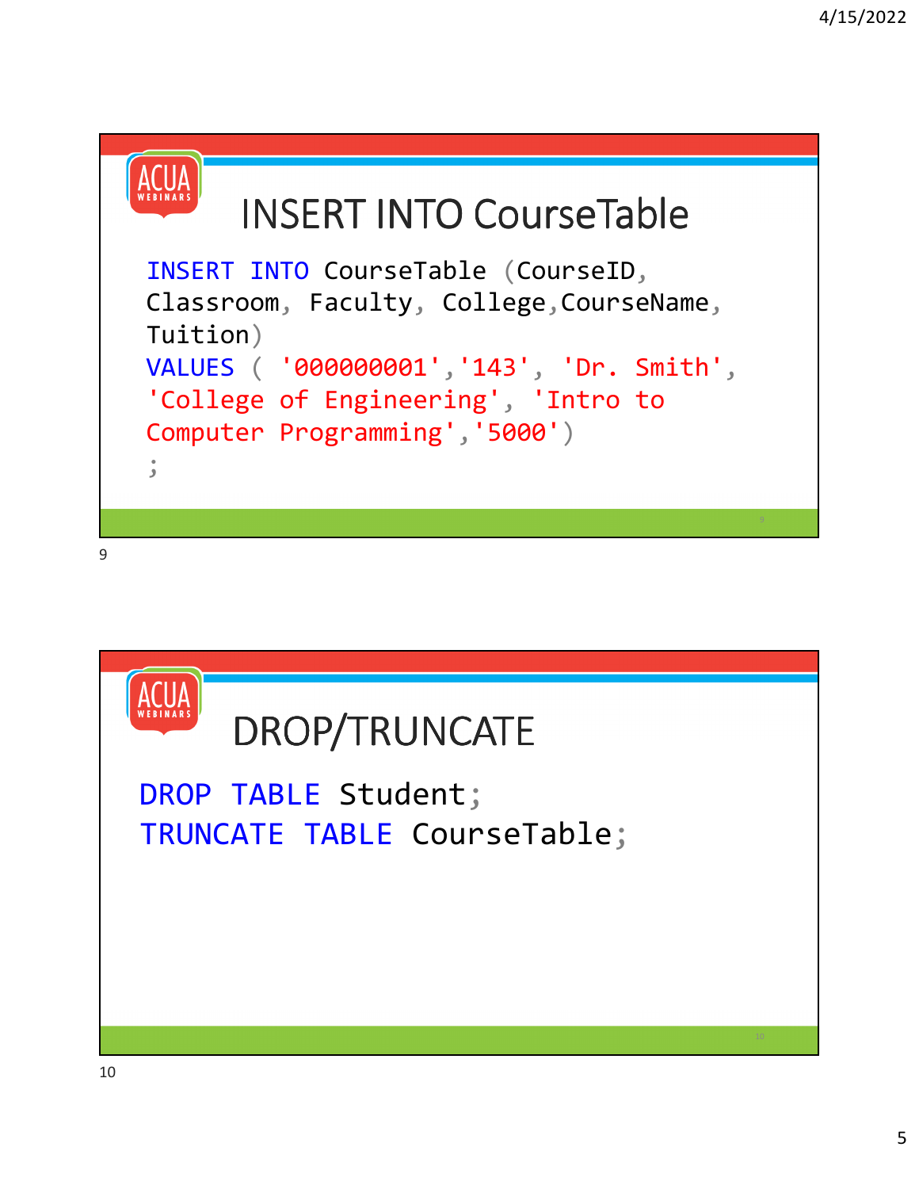## INSERT INTO CourseTable

```
INSERT INTO CourseTable (CourseID,
Classroom, Faculty, College,CourseName,
Tuition)
VALUES ( '000000001','143', 'Dr. Smith',
'College of Engineering', 'Intro to
Computer Programming','5000')
;
```

## DROP/TRUNCATE

```
DROP TABLE Student;
TRUNCATE TABLE CourseTable;
```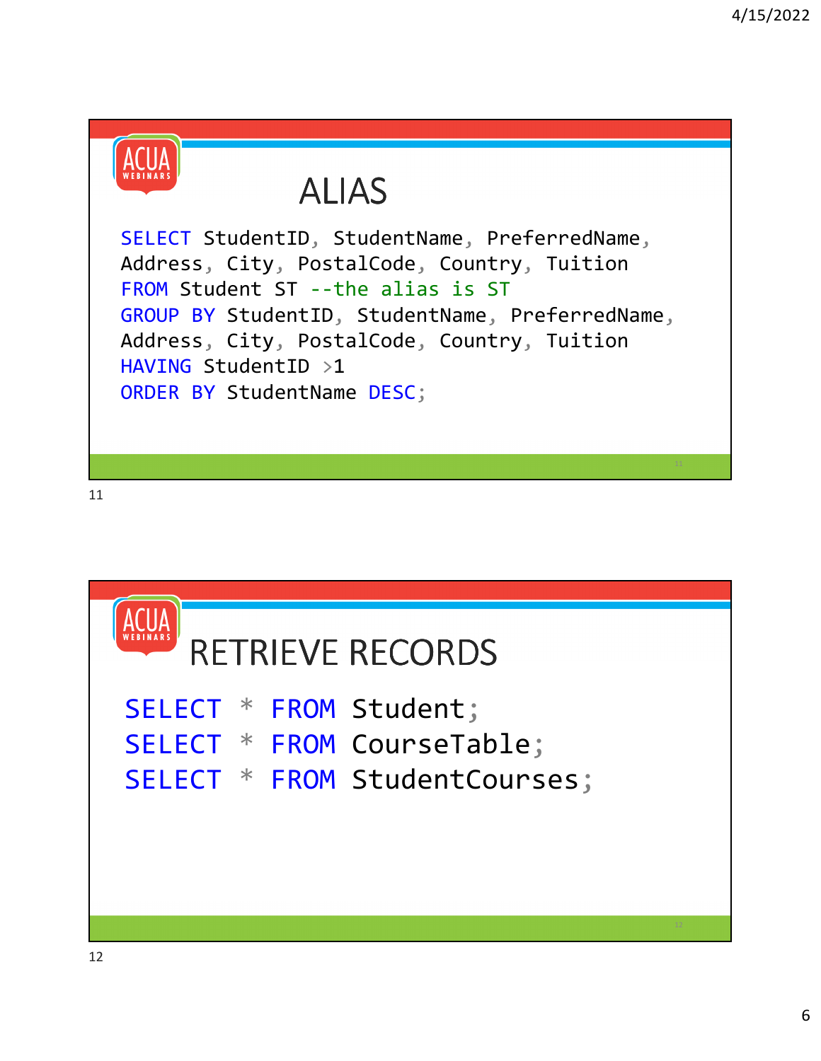## ALIAS

```
SELECT StudentID, StudentName, PreferredName,
Address, City, PostalCode, Country, Tuition
FROM Student ST --the alias is ST
GROUP BY StudentID, StudentName, PreferredName,
Address, City, PostalCode, Country, Tuition
HAVING StudentID >1
ORDER BY StudentName DESC;
```

## RETRIEVE RECORDS

```
SELECT * FROM Student;
SELECT * FROM CourseTable;
SELECT * FROM StudentCourses;
```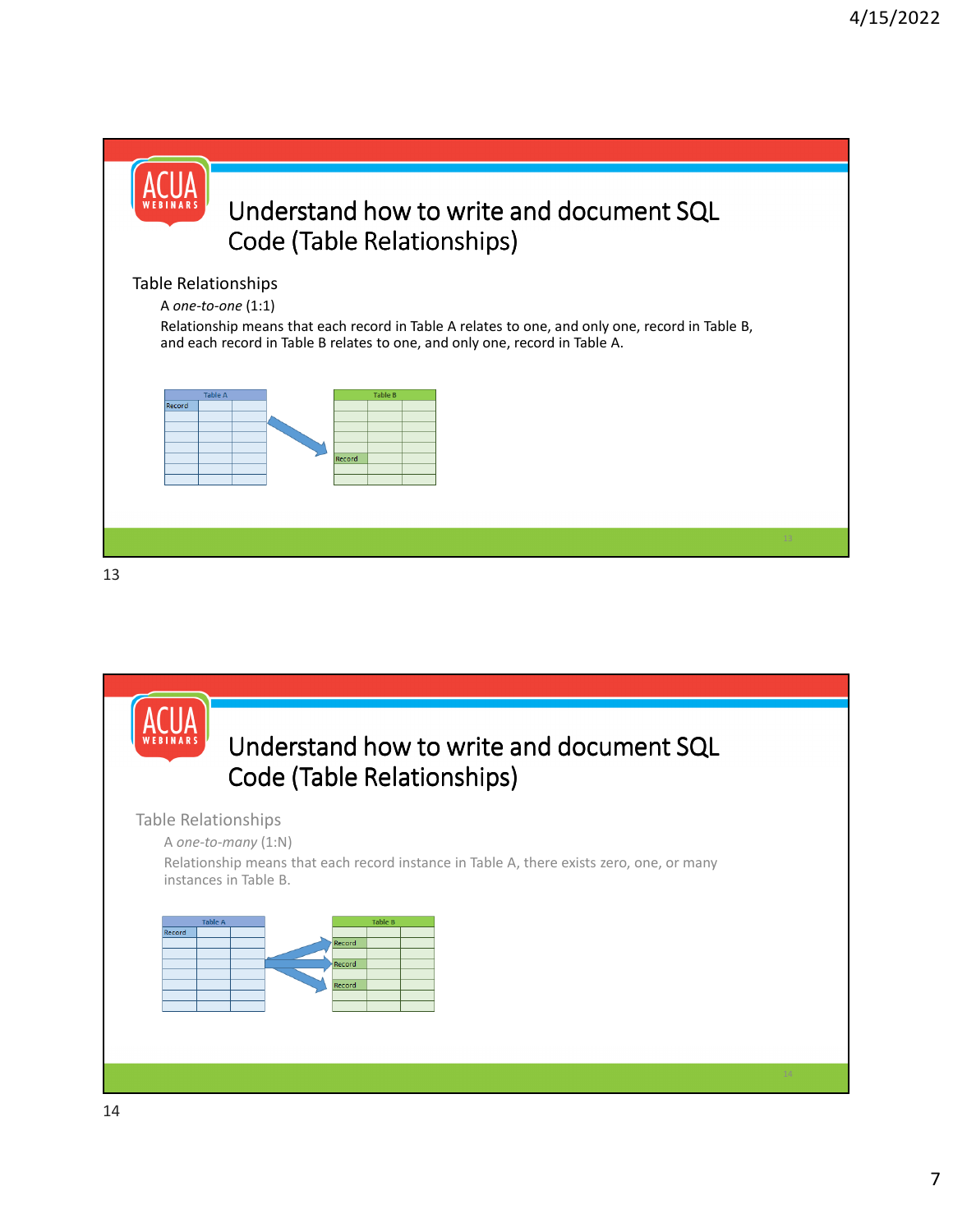## Understand how to write and document SQL Code (Table Relationships)

### Table Relationships

A *one-to-one* (1:1)

Relationship means that each record in Table A relates to one, and only one, record in Table B, and each record in Table B relates to one, and only one, record in Table A.

## Understand how to write and document SQL Code (Table Relationships)

### Table Relationships

A *one-to-many* (1:N)

Relationship means that each record instance in Table A, there exists zero, one, or many instances in Table B.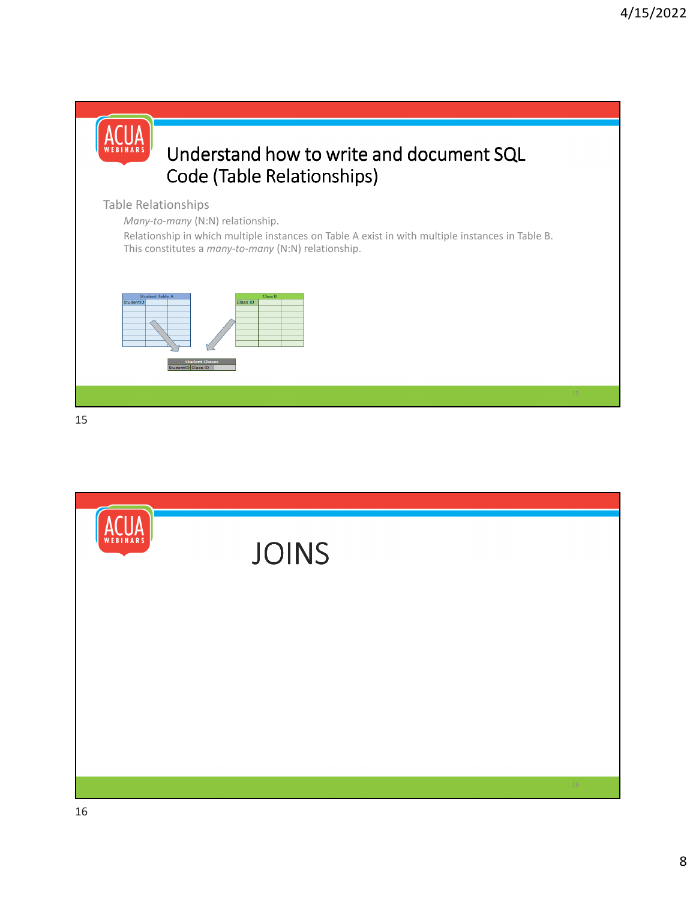# Understand how to write and document SQL Code (Table Relationships)

Table Relationships

*Many-to-many* (N:N) relationship.

Relationship in which multiple instances on Table A exist in with multiple instances in Table B. This constitutes a *many-to-many* (N:N) relationship.

| Student Table A | | |
|---|---|---|
| StudentID | | |

| Class B | | |
|---|---|---|
| Class ID | | |

| Student Classes | | |
|---|---|---|
| StudentID | Class ID | |

# JOINS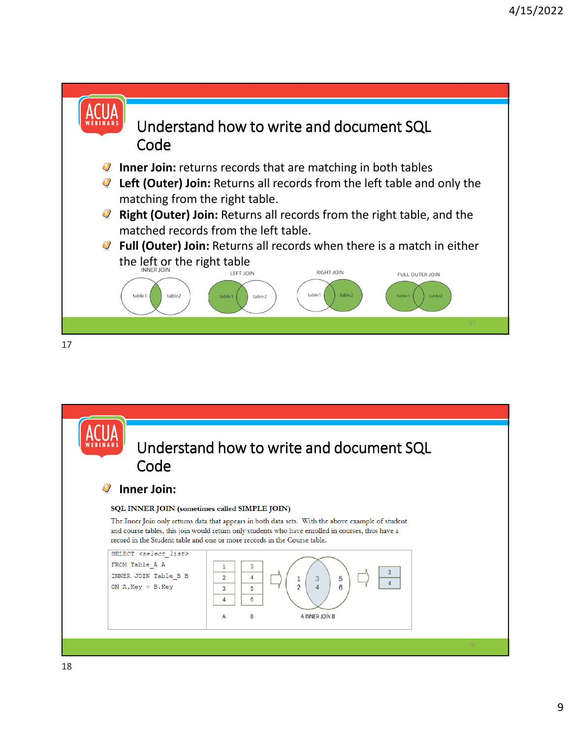## Understand how to write and document SQL Code

- **Inner Join:** returns records that are matching in both tables
- **Left (Outer) Join:** Returns all records from the left table and only the matching from the right table.
- **Right (Outer) Join:** Returns all records from the right table, and the matched records from the left table.
- **Full (Outer) Join:** Returns all records when there is a match in either the left or the right table

INNER JOIN: table1, table2 — LEFT JOIN: table1, table2 — RIGHT JOIN: table1, table2 — FULL OUTER JOIN: table1, table2

## Understand how to write and document SQL Code

- **Inner Join:**

**SQL INNER JOIN (sometimes called SIMPLE JOIN)**

The Inner Join only returns data that appears in both data sets. With the above example of student and course tables, this join would return only students who have enrolled in courses, thus have a record in the Student table and one or more records in the Course table.

```
SELECT <select_list>
FROM Table_A A
INNER JOIN Table_B B
ON A.Key = B.Key
```

| A | B |
|---|---|
| 1 | 3 |
| 2 | 4 |
| 3 | 5 |
| 4 | 6 |

A INNER JOIN B: 1, 2 | 3, 4 | 5, 6 → 3, 4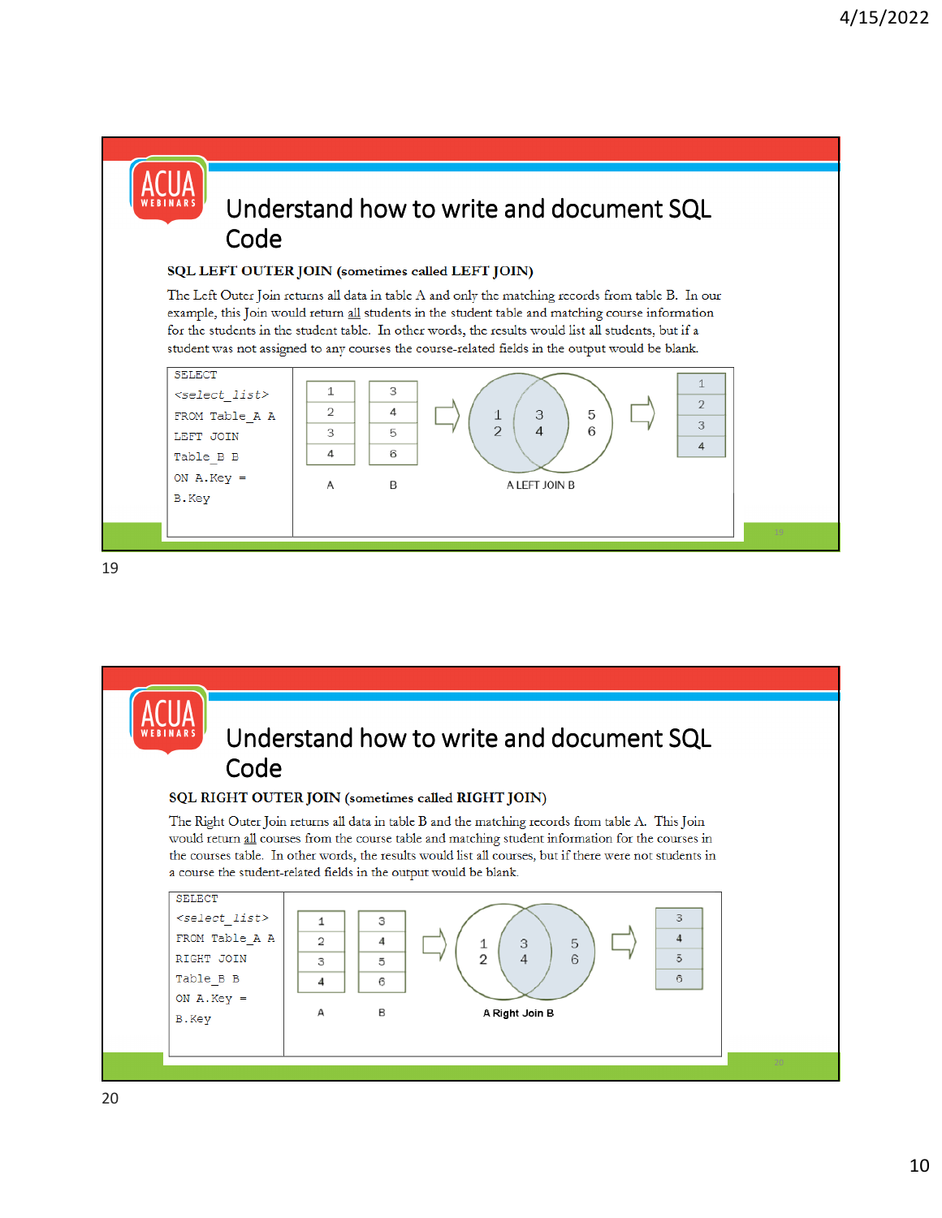## Understand how to write and document SQL Code

**SQL LEFT OUTER JOIN (sometimes called LEFT JOIN)**

The Left Outer Join returns all data in table A and only the matching records from table B. In our example, this Join would return all students in the student table and matching course information for the students in the student table. In other words, the results would list all students, but if a student was not assigned to any courses the course-related fields in the output would be blank.

```
SELECT
<select_list>
FROM Table_A A
LEFT JOIN
Table_B B
ON A.Key =
B.Key
```

| A | B |
|---|---|
| 1 | 3 |
| 2 | 4 |
| 3 | 5 |
| 4 | 6 |

A LEFT JOIN B

| Result |
|---|
| 1 |
| 2 |
| 3 |
| 4 |

## Understand how to write and document SQL Code

**SQL RIGHT OUTER JOIN (sometimes called RIGHT JOIN)**

The Right Outer Join returns all data in table B and the matching records from table A. This Join would return all courses from the course table and matching student information for the courses in the courses table. In other words, the results would list all courses, but if there were not students in a course the student-related fields in the output would be blank.

```
SELECT
<select_list>
FROM Table_A A
RIGHT JOIN
Table_B B
ON A.Key =
B.Key
```

| A | B |
|---|---|
| 1 | 3 |
| 2 | 4 |
| 3 | 5 |
| 4 | 6 |

A Right Join B

| Result |
|---|
| 3 |
| 4 |
| 5 |
| 6 |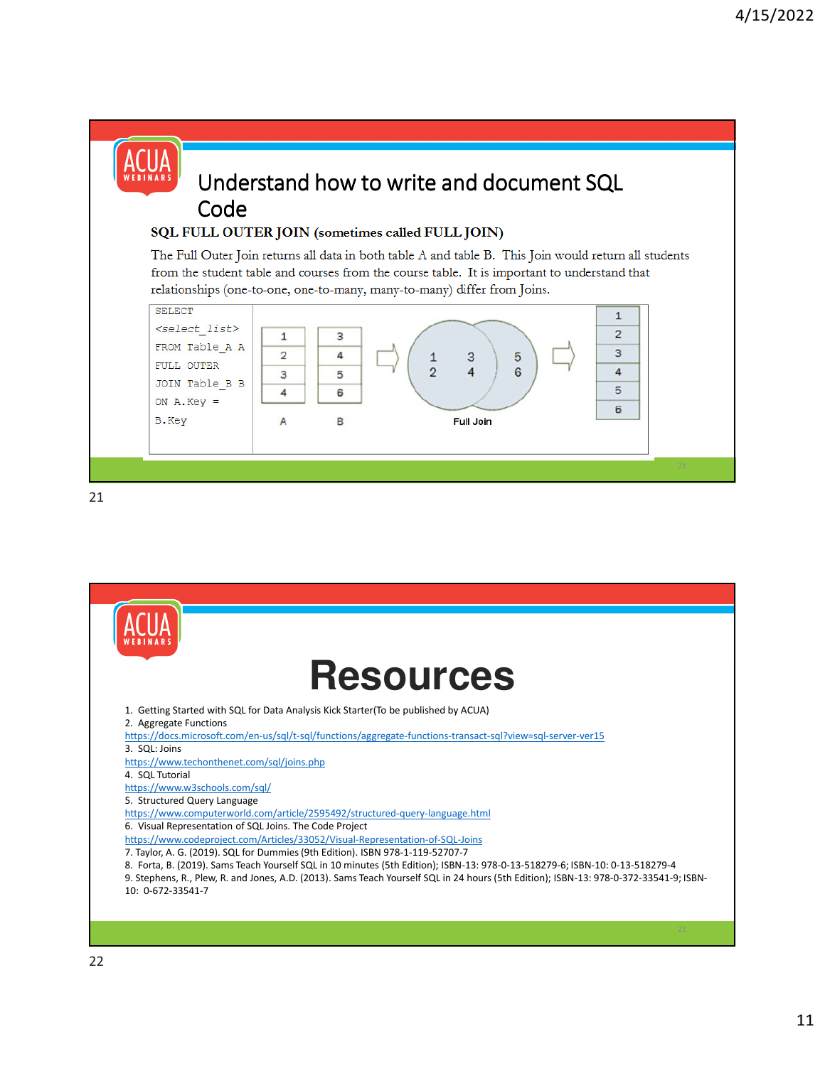# Understand how to write and document SQL Code

**SQL FULL OUTER JOIN (sometimes called FULL JOIN)**

The Full Outer Join returns all data in both table A and table B. This Join would return all students from the student table and courses from the course table. It is important to understand that relationships (one-to-one, one-to-many, many-to-many) differ from Joins.

```
SELECT
<select_list>
FROM Table_A A
FULL OUTER
JOIN Table_B B
ON A.Key =
B.Key
```

| A |
|---|
| 1 |
| 2 |
| 3 |
| 4 |

| B |
|---|
| 3 |
| 4 |
| 5 |
| 6 |

Full Join

| Result |
|---|
| 1 |
| 2 |
| 3 |
| 4 |
| 5 |
| 6 |

# Resources

1. Getting Started with SQL for Data Analysis Kick Starter(To be published by ACUA)
2. Aggregate Functions
https://docs.microsoft.com/en-us/sql/t-sql/functions/aggregate-functions-transact-sql?view=sql-server-ver15
3. SQL: Joins
https://www.techonthenet.com/sql/joins.php
4. SQL Tutorial
https://www.w3schools.com/sql/
5. Structured Query Language
https://www.computerworld.com/article/2595492/structured-query-language.html
6. Visual Representation of SQL Joins. The Code Project
https://www.codeproject.com/Articles/33052/Visual-Representation-of-SQL-Joins
7. Taylor, A. G. (2019). SQL for Dummies (9th Edition). ISBN 978-1-119-52707-7
8. Forta, B. (2019). Sams Teach Yourself SQL in 10 minutes (5th Edition); ISBN-13: 978-0-13-518279-6; ISBN-10: 0-13-518279-4
9. Stephens, R., Plew, R. and Jones, A.D. (2013). Sams Teach Yourself SQL in 24 hours (5th Edition); ISBN-13: 978-0-372-33541-9; ISBN-10: 0-672-33541-7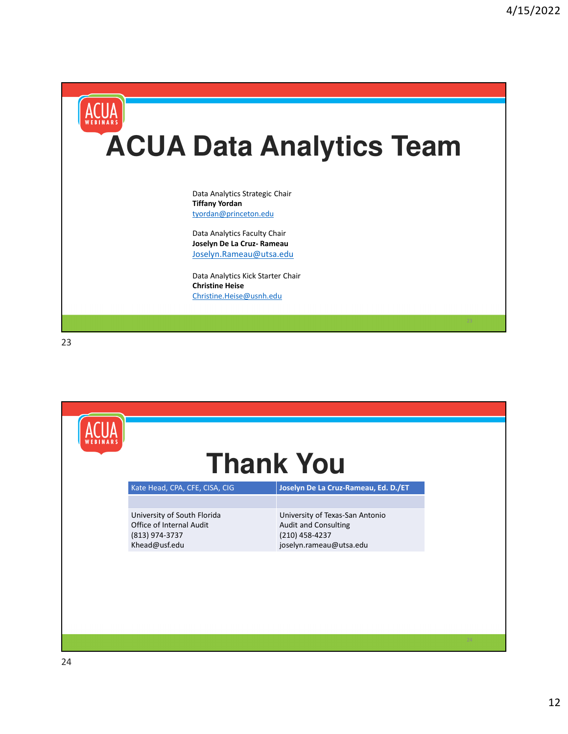# ACUA Data Analytics Team

Data Analytics Strategic Chair
**Tiffany Yordan**
tyordan@princeton.edu

Data Analytics Faculty Chair
**Joselyn De La Cruz- Rameau**
Joselyn.Rameau@utsa.edu

Data Analytics Kick Starter Chair
**Christine Heise**
Christine.Heise@usnh.edu

# Thank You

| Kate Head, CPA, CFE, CISA, CIG | **Joselyn De La Cruz-Rameau, Ed. D./ET** |
|---|---|
| | |
| University of South Florida<br>Office of Internal Audit<br>(813) 974-3737<br>Khead@usf.edu | University of Texas-San Antonio<br>Audit and Consulting<br>(210) 458-4237<br>joselyn.rameau@utsa.edu |